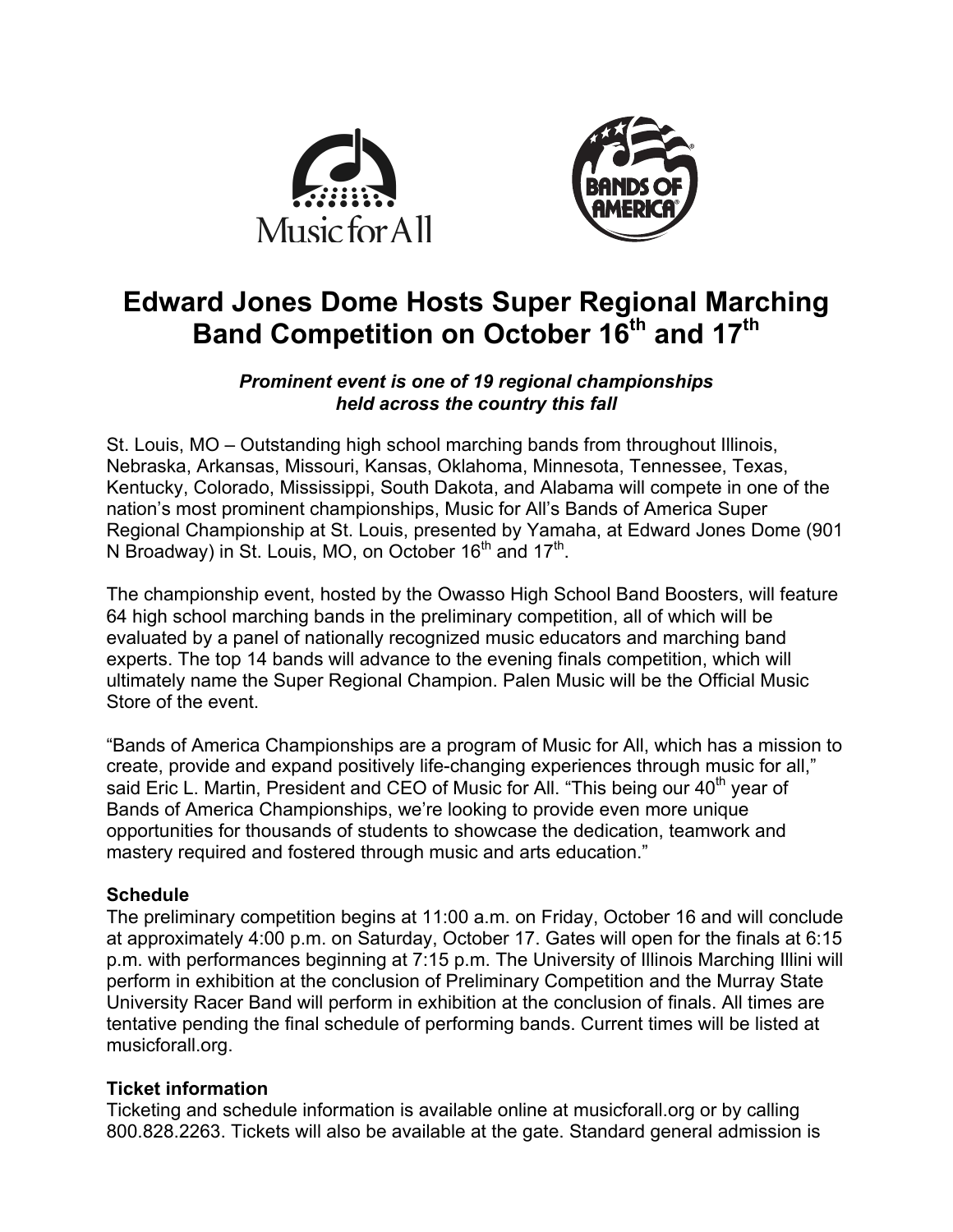# Edward Jones Dome Hosts Super Regional Marching Band Competition on October 16th and 17th

***Prominent event is one of 19 regional championships held across the country this fall***

St. Louis, MO – Outstanding high school marching bands from throughout Illinois, Nebraska, Arkansas, Missouri, Kansas, Oklahoma, Minnesota, Tennessee, Texas, Kentucky, Colorado, Mississippi, South Dakota, and Alabama will compete in one of the nation's most prominent championships, Music for All's Bands of America Super Regional Championship at St. Louis, presented by Yamaha, at Edward Jones Dome (901 N Broadway) in St. Louis, MO, on October 16th and 17th.

The championship event, hosted by the Owasso High School Band Boosters, will feature 64 high school marching bands in the preliminary competition, all of which will be evaluated by a panel of nationally recognized music educators and marching band experts. The top 14 bands will advance to the evening finals competition, which will ultimately name the Super Regional Champion. Palen Music will be the Official Music Store of the event.

"Bands of America Championships are a program of Music for All, which has a mission to create, provide and expand positively life-changing experiences through music for all," said Eric L. Martin, President and CEO of Music for All. "This being our 40th year of Bands of America Championships, we're looking to provide even more unique opportunities for thousands of students to showcase the dedication, teamwork and mastery required and fostered through music and arts education."

**Schedule**

The preliminary competition begins at 11:00 a.m. on Friday, October 16 and will conclude at approximately 4:00 p.m. on Saturday, October 17. Gates will open for the finals at 6:15 p.m. with performances beginning at 7:15 p.m. The University of Illinois Marching Illini will perform in exhibition at the conclusion of Preliminary Competition and the Murray State University Racer Band will perform in exhibition at the conclusion of finals. All times are tentative pending the final schedule of performing bands. Current times will be listed at musicforall.org.

**Ticket information**

Ticketing and schedule information is available online at musicforall.org or by calling 800.828.2263. Tickets will also be available at the gate. Standard general admission is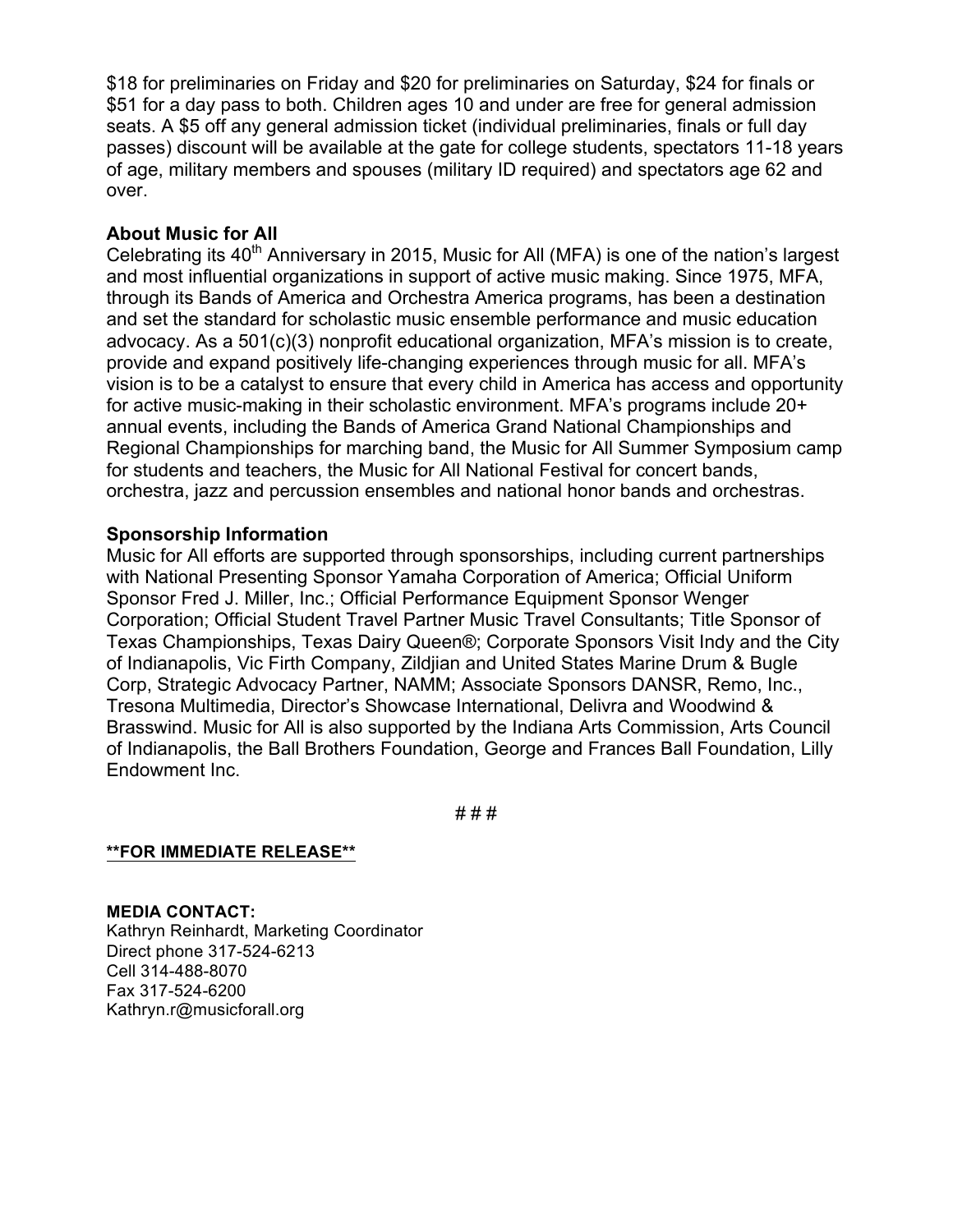$18 for preliminaries on Friday and $20 for preliminaries on Saturday, $24 for finals or $51 for a day pass to both. Children ages 10 and under are free for general admission seats. A $5 off any general admission ticket (individual preliminaries, finals or full day passes) discount will be available at the gate for college students, spectators 11-18 years of age, military members and spouses (military ID required) and spectators age 62 and over.

**About Music for All**
Celebrating its 40th Anniversary in 2015, Music for All (MFA) is one of the nation's largest and most influential organizations in support of active music making. Since 1975, MFA, through its Bands of America and Orchestra America programs, has been a destination and set the standard for scholastic music ensemble performance and music education advocacy. As a 501(c)(3) nonprofit educational organization, MFA's mission is to create, provide and expand positively life-changing experiences through music for all. MFA's vision is to be a catalyst to ensure that every child in America has access and opportunity for active music-making in their scholastic environment. MFA's programs include 20+ annual events, including the Bands of America Grand National Championships and Regional Championships for marching band, the Music for All Summer Symposium camp for students and teachers, the Music for All National Festival for concert bands, orchestra, jazz and percussion ensembles and national honor bands and orchestras.

**Sponsorship Information**
Music for All efforts are supported through sponsorships, including current partnerships with National Presenting Sponsor Yamaha Corporation of America; Official Uniform Sponsor Fred J. Miller, Inc.; Official Performance Equipment Sponsor Wenger Corporation; Official Student Travel Partner Music Travel Consultants; Title Sponsor of Texas Championships, Texas Dairy Queen®; Corporate Sponsors Visit Indy and the City of Indianapolis, Vic Firth Company, Zildjian and United States Marine Drum & Bugle Corp, Strategic Advocacy Partner, NAMM; Associate Sponsors DANSR, Remo, Inc., Tresona Multimedia, Director's Showcase International, Delivra and Woodwind & Brasswind. Music for All is also supported by the Indiana Arts Commission, Arts Council of Indianapolis, the Ball Brothers Foundation, George and Frances Ball Foundation, Lilly Endowment Inc.

# # #

**<u>**FOR IMMEDIATE RELEASE**</u>**

**MEDIA CONTACT:**
Kathryn Reinhardt, Marketing Coordinator
Direct phone 317-524-6213
Cell 314-488-8070
Fax 317-524-6200
Kathryn.r@musicforall.org